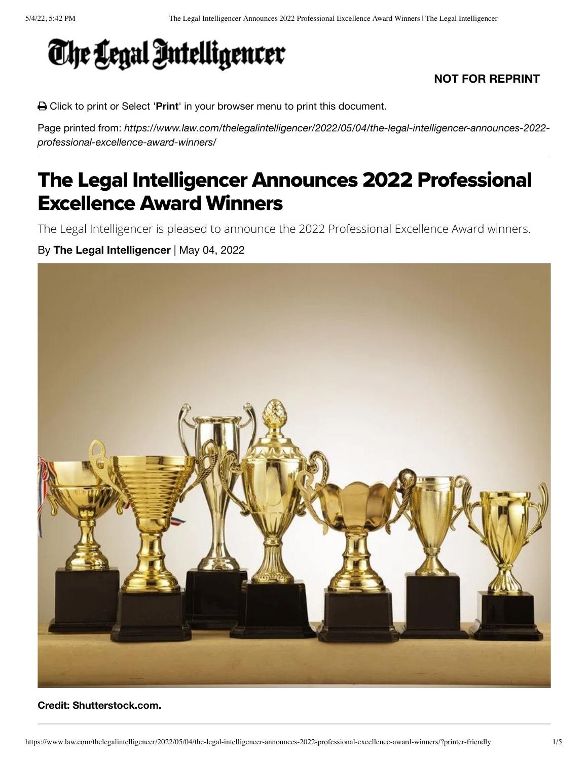# The Legal Intelligencer

**NOT FOR REPRINT**

Click to print or Select '**Print**' in your browser menu to print this document.

Page printed from: *https://www.law.com/thelegalintelligencer/2022/05/04/the-legal-intelligencer-announces-2022-professional-excellence-award-winners/*

# The Legal Intelligencer Announces 2022 Professional Excellence Award Winners

The Legal Intelligencer is pleased to announce the 2022 Professional Excellence Award winners.

By **The Legal Intelligencer** | May 04, 2022

**Credit: Shutterstock.com.**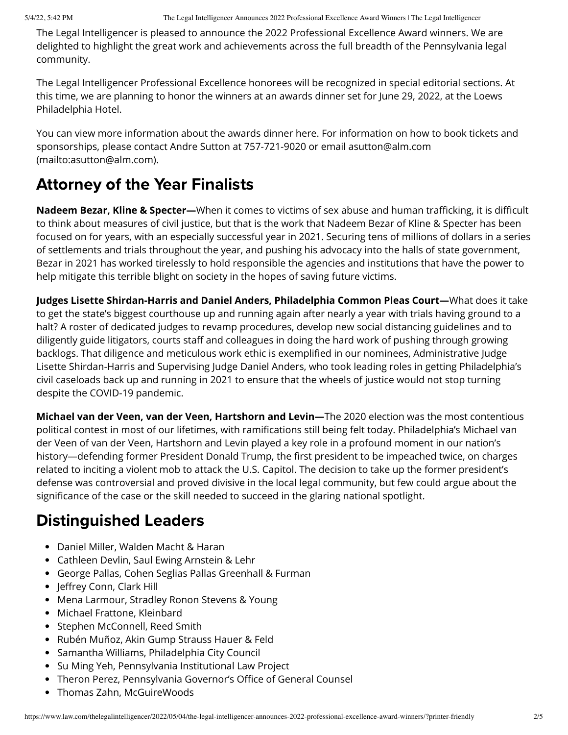The Legal Intelligencer is pleased to announce the 2022 Professional Excellence Award winners. We are delighted to highlight the great work and achievements across the full breadth of the Pennsylvania legal community.

The Legal Intelligencer Professional Excellence honorees will be recognized in special editorial sections. At this time, we are planning to honor the winners at an awards dinner set for June 29, 2022, at the Loews Philadelphia Hotel.

You can view more information about the awards dinner here. For information on how to book tickets and sponsorships, please contact Andre Sutton at 757-721-9020 or email asutton@alm.com (mailto:asutton@alm.com).

## Attorney of the Year Finalists

**Nadeem Bezar, Kline & Specter—**When it comes to victims of sex abuse and human trafficking, it is difficult to think about measures of civil justice, but that is the work that Nadeem Bezar of Kline & Specter has been focused on for years, with an especially successful year in 2021. Securing tens of millions of dollars in a series of settlements and trials throughout the year, and pushing his advocacy into the halls of state government, Bezar in 2021 has worked tirelessly to hold responsible the agencies and institutions that have the power to help mitigate this terrible blight on society in the hopes of saving future victims.

**Judges Lisette Shirdan-Harris and Daniel Anders, Philadelphia Common Pleas Court—**What does it take to get the state's biggest courthouse up and running again after nearly a year with trials having ground to a halt? A roster of dedicated judges to revamp procedures, develop new social distancing guidelines and to diligently guide litigators, courts staff and colleagues in doing the hard work of pushing through growing backlogs. That diligence and meticulous work ethic is exemplified in our nominees, Administrative Judge Lisette Shirdan-Harris and Supervising Judge Daniel Anders, who took leading roles in getting Philadelphia's civil caseloads back up and running in 2021 to ensure that the wheels of justice would not stop turning despite the COVID-19 pandemic.

**Michael van der Veen, van der Veen, Hartshorn and Levin—**The 2020 election was the most contentious political contest in most of our lifetimes, with ramifications still being felt today. Philadelphia's Michael van der Veen of van der Veen, Hartshorn and Levin played a key role in a profound moment in our nation's history—defending former President Donald Trump, the first president to be impeached twice, on charges related to inciting a violent mob to attack the U.S. Capitol. The decision to take up the former president's defense was controversial and proved divisive in the local legal community, but few could argue about the significance of the case or the skill needed to succeed in the glaring national spotlight.

## Distinguished Leaders

- Daniel Miller, Walden Macht & Haran
- Cathleen Devlin, Saul Ewing Arnstein & Lehr
- George Pallas, Cohen Seglias Pallas Greenhall & Furman
- Jeffrey Conn, Clark Hill
- Mena Larmour, Stradley Ronon Stevens & Young
- Michael Frattone, Kleinbard
- Stephen McConnell, Reed Smith
- Rubén Muñoz, Akin Gump Strauss Hauer & Feld
- Samantha Williams, Philadelphia City Council
- Su Ming Yeh, Pennsylvania Institutional Law Project
- Theron Perez, Pennsylvania Governor's Office of General Counsel
- Thomas Zahn, McGuireWoods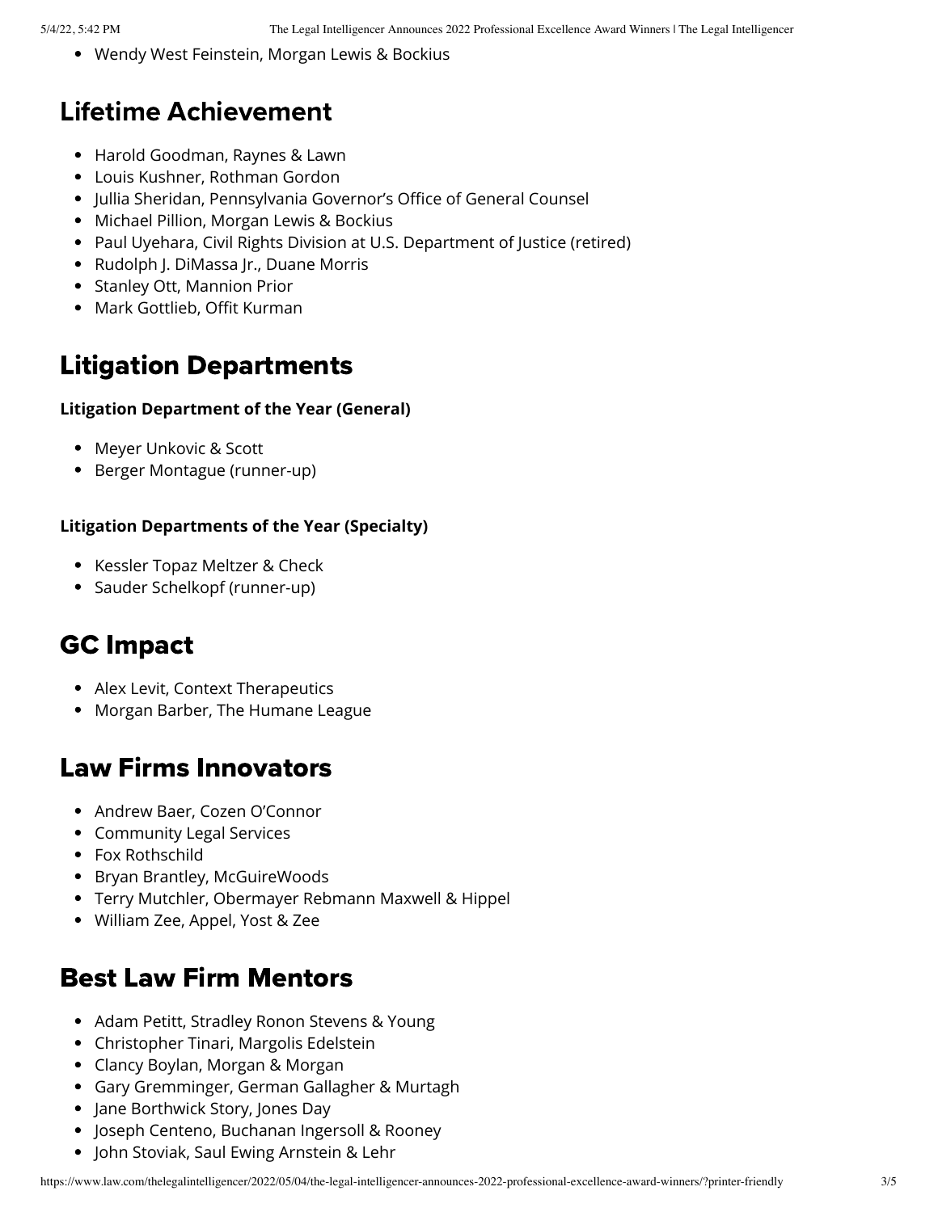- Wendy West Feinstein, Morgan Lewis & Bockius

## Lifetime Achievement

- Harold Goodman, Raynes & Lawn
- Louis Kushner, Rothman Gordon
- Jullia Sheridan, Pennsylvania Governor's Office of General Counsel
- Michael Pillion, Morgan Lewis & Bockius
- Paul Uyehara, Civil Rights Division at U.S. Department of Justice (retired)
- Rudolph J. DiMassa Jr., Duane Morris
- Stanley Ott, Mannion Prior
- Mark Gottlieb, Offit Kurman

## Litigation Departments

**Litigation Department of the Year (General)**

- Meyer Unkovic & Scott
- Berger Montague (runner-up)

**Litigation Departments of the Year (Specialty)**

- Kessler Topaz Meltzer & Check
- Sauder Schelkopf (runner-up)

## GC Impact

- Alex Levit, Context Therapeutics
- Morgan Barber, The Humane League

## Law Firms Innovators

- Andrew Baer, Cozen O'Connor
- Community Legal Services
- Fox Rothschild
- Bryan Brantley, McGuireWoods
- Terry Mutchler, Obermayer Rebmann Maxwell & Hippel
- William Zee, Appel, Yost & Zee

## Best Law Firm Mentors

- Adam Petitt, Stradley Ronon Stevens & Young
- Christopher Tinari, Margolis Edelstein
- Clancy Boylan, Morgan & Morgan
- Gary Gremminger, German Gallagher & Murtagh
- Jane Borthwick Story, Jones Day
- Joseph Centeno, Buchanan Ingersoll & Rooney
- John Stoviak, Saul Ewing Arnstein & Lehr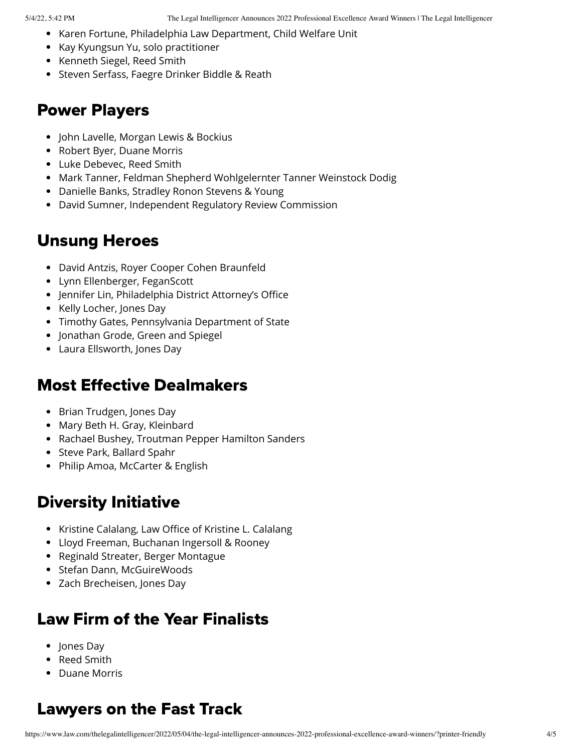- Karen Fortune, Philadelphia Law Department, Child Welfare Unit
- Kay Kyungsun Yu, solo practitioner
- Kenneth Siegel, Reed Smith
- Steven Serfass, Faegre Drinker Biddle & Reath

## Power Players

- John Lavelle, Morgan Lewis & Bockius
- Robert Byer, Duane Morris
- Luke Debevec, Reed Smith
- Mark Tanner, Feldman Shepherd Wohlgelernter Tanner Weinstock Dodig
- Danielle Banks, Stradley Ronon Stevens & Young
- David Sumner, Independent Regulatory Review Commission

## Unsung Heroes

- David Antzis, Royer Cooper Cohen Braunfeld
- Lynn Ellenberger, FeganScott
- Jennifer Lin, Philadelphia District Attorney's Office
- Kelly Locher, Jones Day
- Timothy Gates, Pennsylvania Department of State
- Jonathan Grode, Green and Spiegel
- Laura Ellsworth, Jones Day

## Most Effective Dealmakers

- Brian Trudgen, Jones Day
- Mary Beth H. Gray, Kleinbard
- Rachael Bushey, Troutman Pepper Hamilton Sanders
- Steve Park, Ballard Spahr
- Philip Amoa, McCarter & English

## Diversity Initiative

- Kristine Calalang, Law Office of Kristine L. Calalang
- Lloyd Freeman, Buchanan Ingersoll & Rooney
- Reginald Streater, Berger Montague
- Stefan Dann, McGuireWoods
- Zach Brecheisen, Jones Day

## Law Firm of the Year Finalists

- Jones Day
- Reed Smith
- Duane Morris

## Lawyers on the Fast Track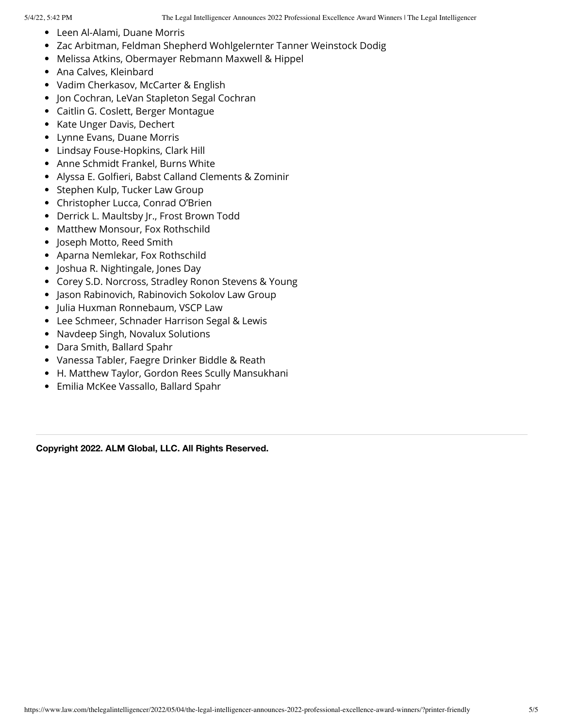- Leen Al-Alami, Duane Morris
- Zac Arbitman, Feldman Shepherd Wohlgelernter Tanner Weinstock Dodig
- Melissa Atkins, Obermayer Rebmann Maxwell & Hippel
- Ana Calves, Kleinbard
- Vadim Cherkasov, McCarter & English
- Jon Cochran, LeVan Stapleton Segal Cochran
- Caitlin G. Coslett, Berger Montague
- Kate Unger Davis, Dechert
- Lynne Evans, Duane Morris
- Lindsay Fouse-Hopkins, Clark Hill
- Anne Schmidt Frankel, Burns White
- Alyssa E. Golfieri, Babst Calland Clements & Zominir
- Stephen Kulp, Tucker Law Group
- Christopher Lucca, Conrad O'Brien
- Derrick L. Maultsby Jr., Frost Brown Todd
- Matthew Monsour, Fox Rothschild
- Joseph Motto, Reed Smith
- Aparna Nemlekar, Fox Rothschild
- Joshua R. Nightingale, Jones Day
- Corey S.D. Norcross, Stradley Ronon Stevens & Young
- Jason Rabinovich, Rabinovich Sokolov Law Group
- Julia Huxman Ronnebaum, VSCP Law
- Lee Schmeer, Schnader Harrison Segal & Lewis
- Navdeep Singh, Novalux Solutions
- Dara Smith, Ballard Spahr
- Vanessa Tabler, Faegre Drinker Biddle & Reath
- H. Matthew Taylor, Gordon Rees Scully Mansukhani
- Emilia McKee Vassallo, Ballard Spahr

---

**Copyright 2022. ALM Global, LLC. All Rights Reserved.**